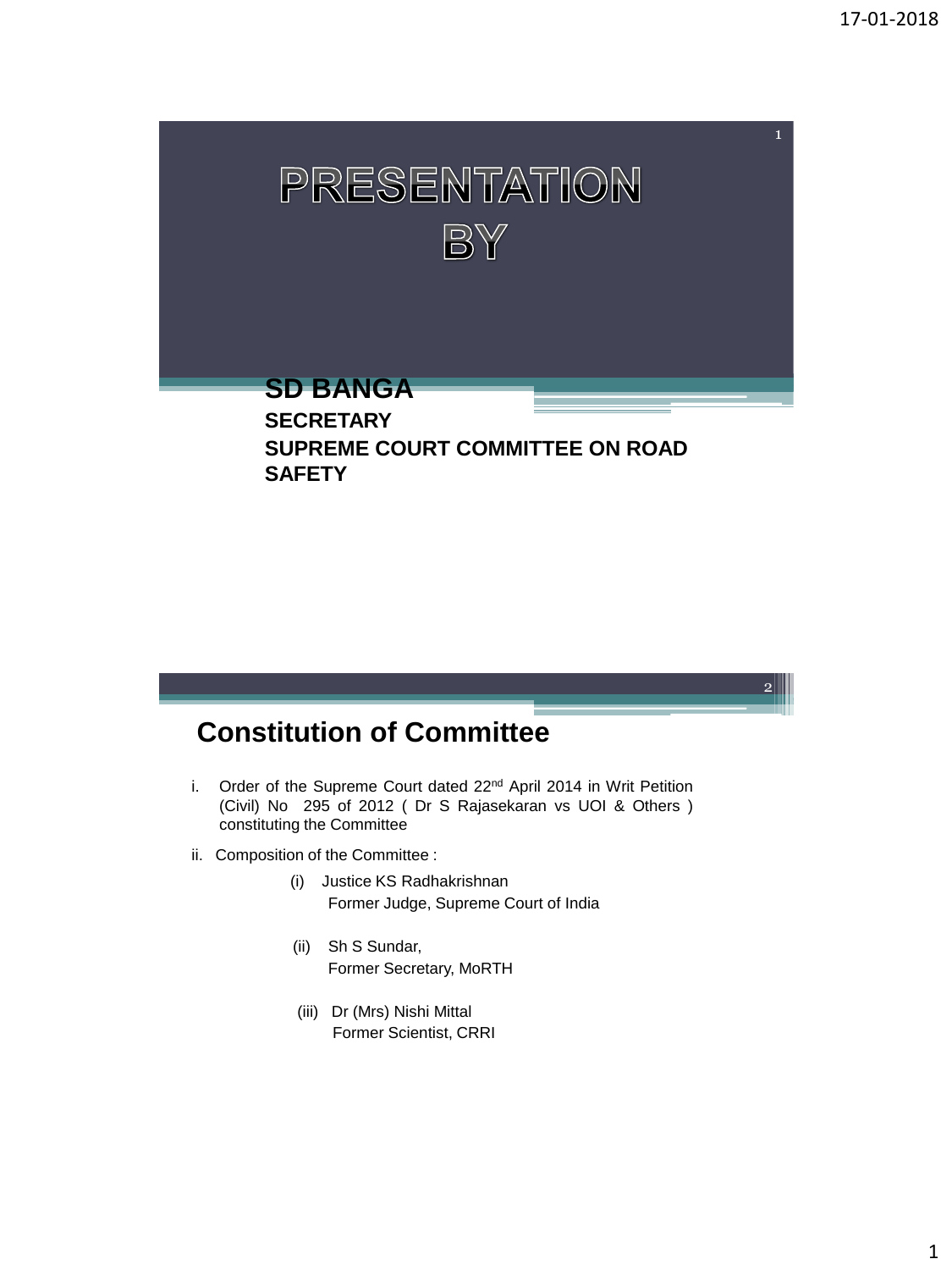# PRESENTATION BY

**SD BANGA**

**SECRETARY**

**SUPREME COURT COMMITTEE ON ROAD SAFETY**

## Constitution of Committee

i. Order of the Supreme Court dated 22nd April 2014 in Writ Petition (Civil) No 295 of 2012 ( Dr S Rajasekaran vs UOI & Others ) constituting the Committee

ii. Composition of the Committee :

(i) Justice KS Radhakrishnan
Former Judge, Supreme Court of India

(ii) Sh S Sundar,
Former Secretary, MoRTH

(iii) Dr (Mrs) Nishi Mittal
Former Scientist, CRRI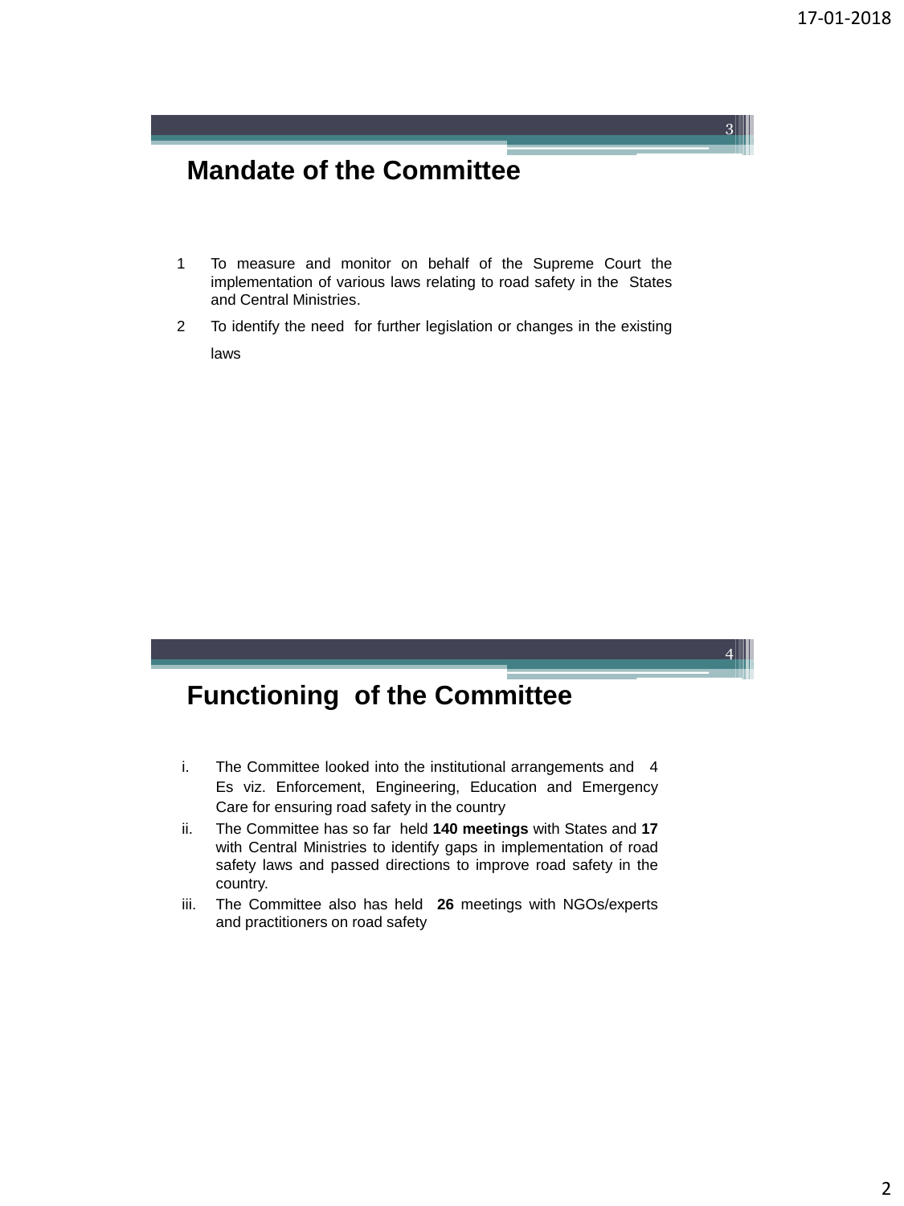## Mandate of the Committee

1. To measure and monitor on behalf of the Supreme Court the implementation of various laws relating to road safety in the States and Central Ministries.
2. To identify the need for further legislation or changes in the existing laws

## Functioning of the Committee

i. The Committee looked into the institutional arrangements and 4 Es viz. Enforcement, Engineering, Education and Emergency Care for ensuring road safety in the country

ii. The Committee has so far held **140 meetings** with States and **17** with Central Ministries to identify gaps in implementation of road safety laws and passed directions to improve road safety in the country.

iii. The Committee also has held **26** meetings with NGOs/experts and practitioners on road safety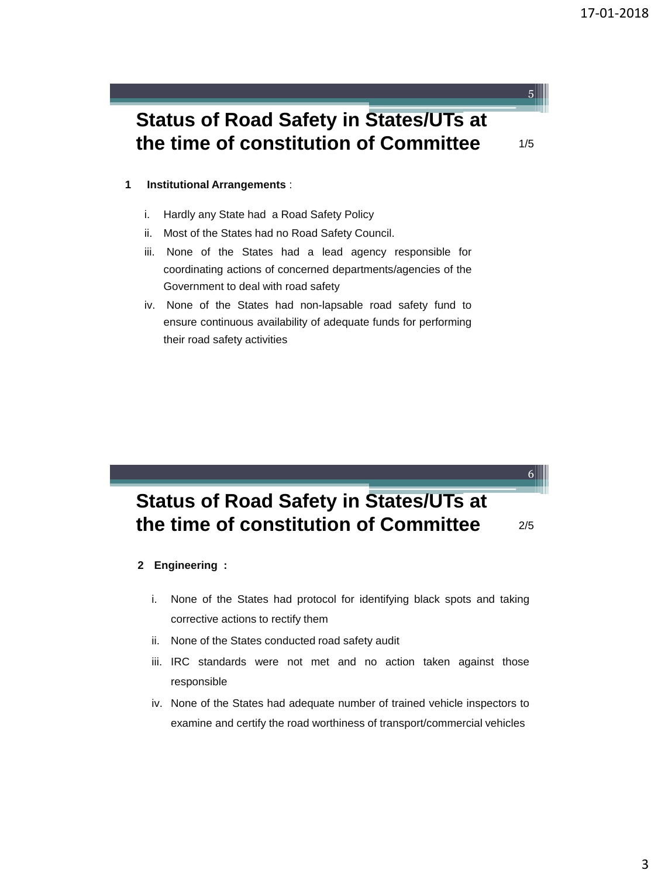## Status of Road Safety in States/UTs at the time of constitution of Committee

1/5

**1 Institutional Arrangements** :

i. Hardly any State had a Road Safety Policy
ii. Most of the States had no Road Safety Council.
iii. None of the States had a lead agency responsible for coordinating actions of concerned departments/agencies of the Government to deal with road safety
iv. None of the States had non-lapsable road safety fund to ensure continuous availability of adequate funds for performing their road safety activities

## Status of Road Safety in States/UTs at the time of constitution of Committee

2/5

**2 Engineering :**

i. None of the States had protocol for identifying black spots and taking corrective actions to rectify them
ii. None of the States conducted road safety audit
iii. IRC standards were not met and no action taken against those responsible
iv. None of the States had adequate number of trained vehicle inspectors to examine and certify the road worthiness of transport/commercial vehicles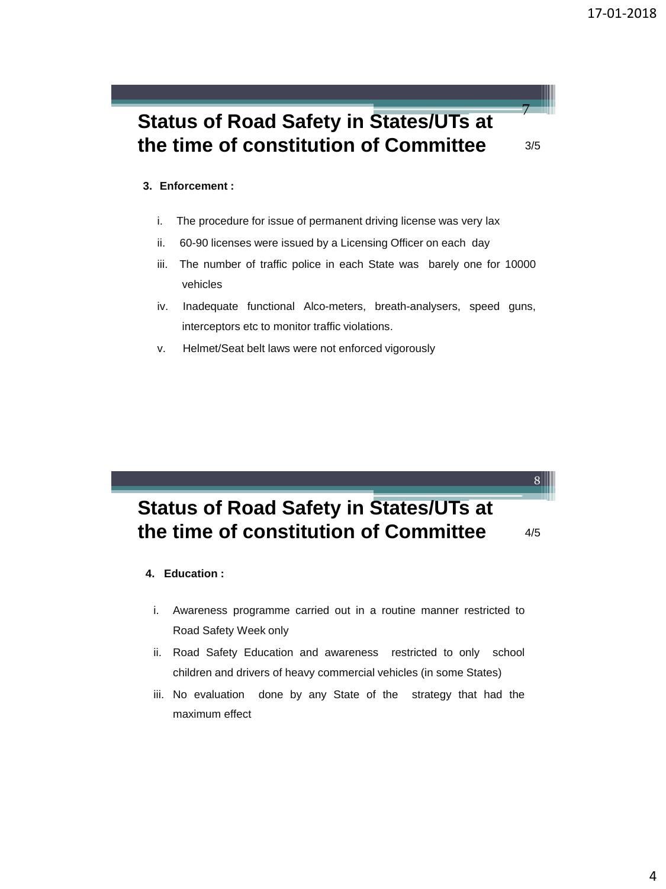## Status of Road Safety in States/UTs at the time of constitution of Committee

3/5

**3. Enforcement :**

i. The procedure for issue of permanent driving license was very lax

ii. 60-90 licenses were issued by a Licensing Officer on each day

iii. The number of traffic police in each State was barely one for 10000 vehicles

iv. Inadequate functional Alco-meters, breath-analysers, speed guns, interceptors etc to monitor traffic violations.

v. Helmet/Seat belt laws were not enforced vigorously

## Status of Road Safety in States/UTs at the time of constitution of Committee

4/5

**4. Education :**

i. Awareness programme carried out in a routine manner restricted to Road Safety Week only

ii. Road Safety Education and awareness restricted to only school children and drivers of heavy commercial vehicles (in some States)

iii. No evaluation done by any State of the strategy that had the maximum effect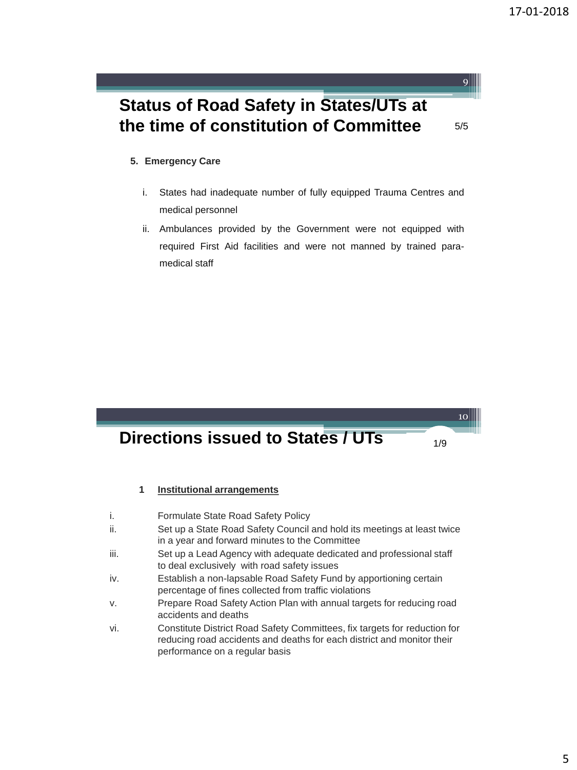## Status of Road Safety in States/UTs at the time of constitution of Committee

5/5

**5. Emergency Care**

i. States had inadequate number of fully equipped Trauma Centres and medical personnel

ii. Ambulances provided by the Government were not equipped with required First Aid facilities and were not manned by trained para-medical staff

## Directions issued to States / UTs

1/9

**1 Institutional arrangements**

i. Formulate State Road Safety Policy

ii. Set up a State Road Safety Council and hold its meetings at least twice in a year and forward minutes to the Committee

iii. Set up a Lead Agency with adequate dedicated and professional staff to deal exclusively with road safety issues

iv. Establish a non-lapsable Road Safety Fund by apportioning certain percentage of fines collected from traffic violations

v. Prepare Road Safety Action Plan with annual targets for reducing road accidents and deaths

vi. Constitute District Road Safety Committees, fix targets for reduction for reducing road accidents and deaths for each district and monitor their performance on a regular basis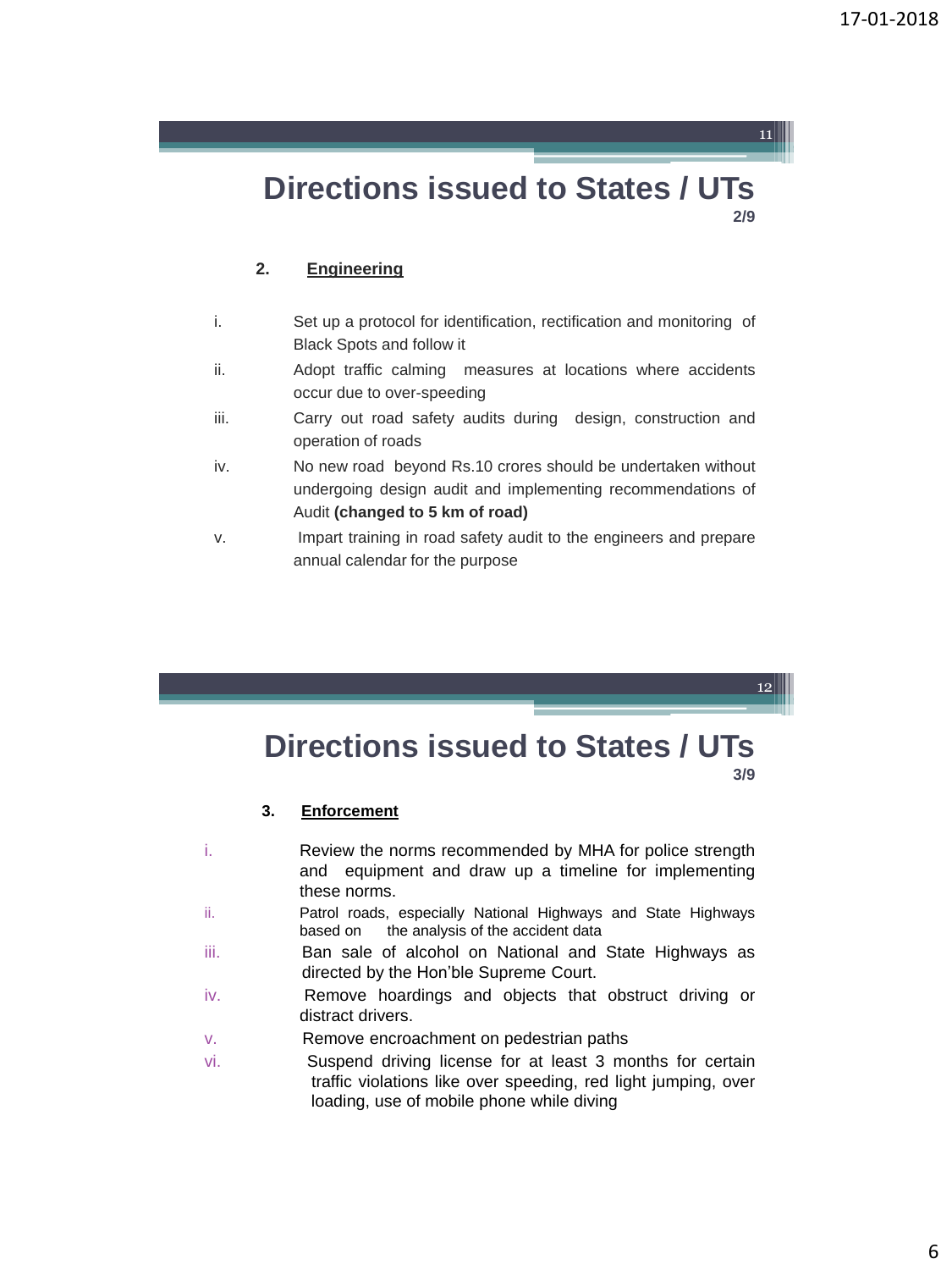# Directions issued to States / UTs

**2/9**

**2. Engineering**

i. Set up a protocol for identification, rectification and monitoring of Black Spots and follow it

ii. Adopt traffic calming measures at locations where accidents occur due to over-speeding

iii. Carry out road safety audits during design, construction and operation of roads

iv. No new road beyond Rs.10 crores should be undertaken without undergoing design audit and implementing recommendations of Audit **(changed to 5 km of road)**

v. Impart training in road safety audit to the engineers and prepare annual calendar for the purpose

# Directions issued to States / UTs

**3/9**

**3. Enforcement**

i. Review the norms recommended by MHA for police strength and equipment and draw up a timeline for implementing these norms.

ii. Patrol roads, especially National Highways and State Highways based on the analysis of the accident data

iii. Ban sale of alcohol on National and State Highways as directed by the Hon'ble Supreme Court.

iv. Remove hoardings and objects that obstruct driving or distract drivers.

v. Remove encroachment on pedestrian paths

vi. Suspend driving license for at least 3 months for certain traffic violations like over speeding, red light jumping, over loading, use of mobile phone while diving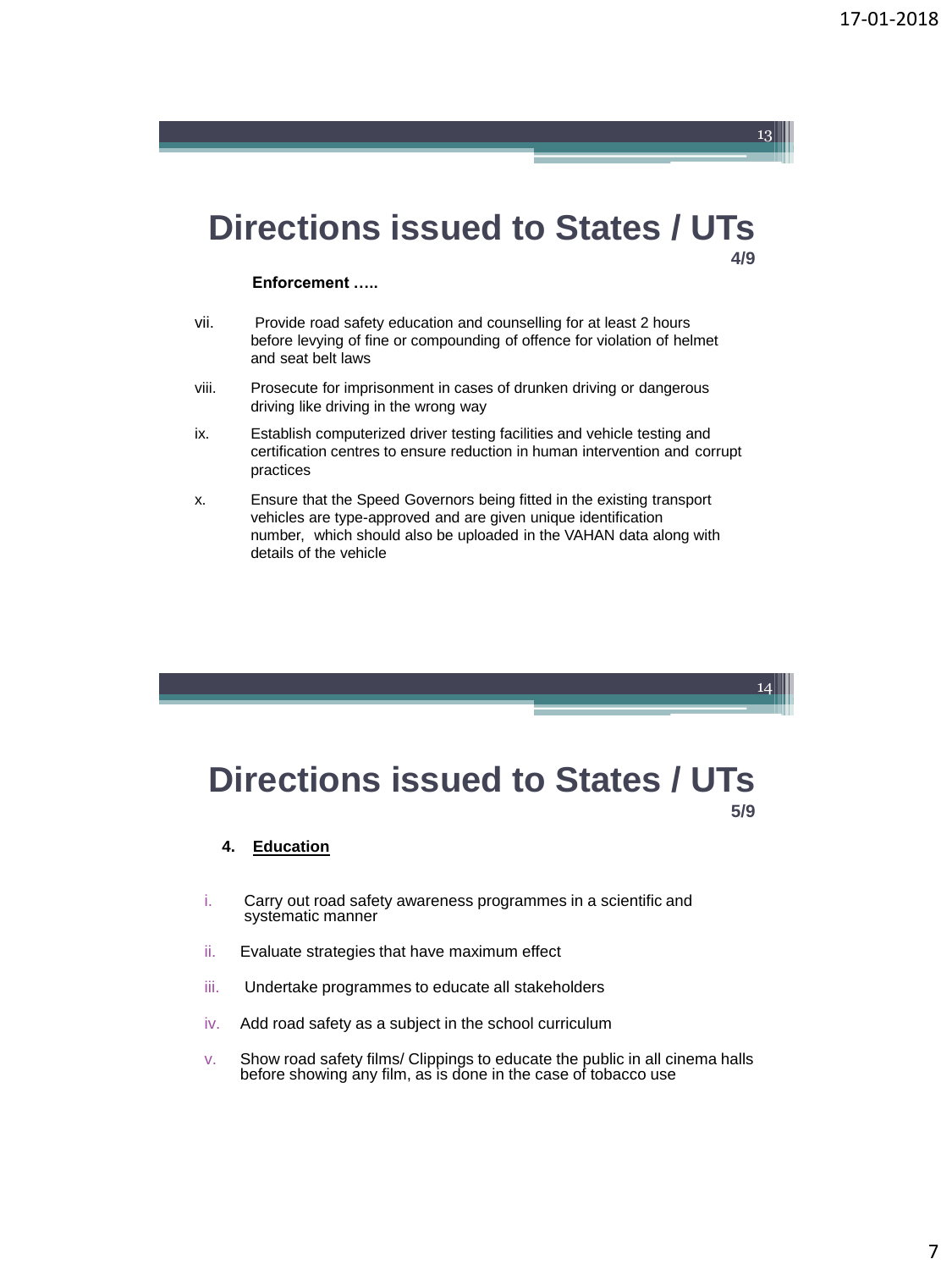## Directions issued to States / UTs

**4/9**

**Enforcement …..**

vii. Provide road safety education and counselling for at least 2 hours before levying of fine or compounding of offence for violation of helmet and seat belt laws

viii. Prosecute for imprisonment in cases of drunken driving or dangerous driving like driving in the wrong way

ix. Establish computerized driver testing facilities and vehicle testing and certification centres to ensure reduction in human intervention and corrupt practices

x. Ensure that the Speed Governors being fitted in the existing transport vehicles are type-approved and are given unique identification number, which should also be uploaded in the VAHAN data along with details of the vehicle

## Directions issued to States / UTs

**5/9**

**4. Education**

i. Carry out road safety awareness programmes in a scientific and systematic manner

ii. Evaluate strategies that have maximum effect

iii. Undertake programmes to educate all stakeholders

iv. Add road safety as a subject in the school curriculum

v. Show road safety films/ Clippings to educate the public in all cinema halls before showing any film, as is done in the case of tobacco use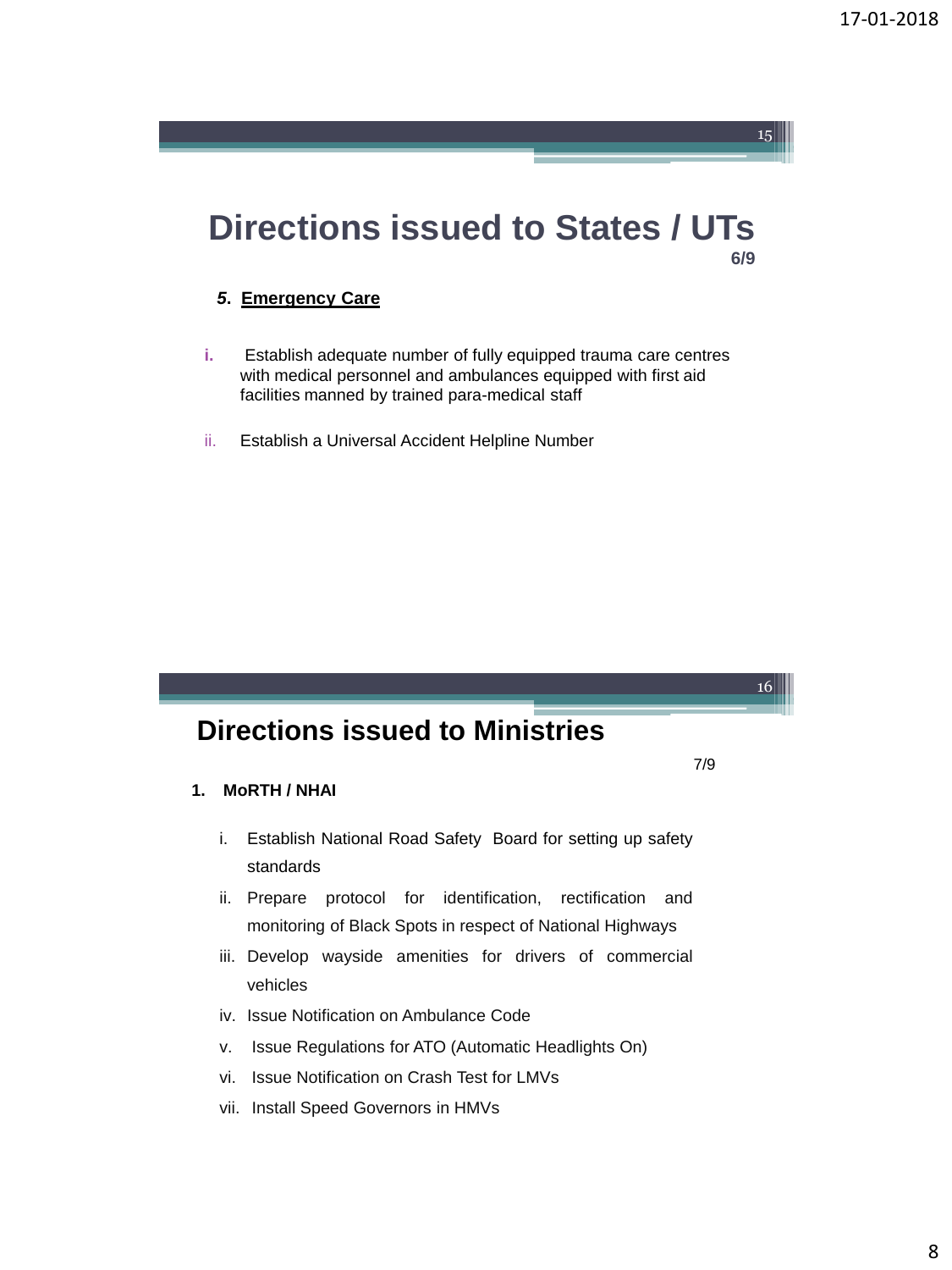# Directions issued to States / UTs

**6/9**

***5.*** **Emergency Care**

i. Establish adequate number of fully equipped trauma care centres with medical personnel and ambulances equipped with first aid facilities manned by trained para-medical staff

ii. Establish a Universal Accident Helpline Number

# Directions issued to Ministries

7/9

**1. MoRTH / NHAI**

i. Establish National Road Safety Board for setting up safety standards

ii. Prepare protocol for identification, rectification and monitoring of Black Spots in respect of National Highways

iii. Develop wayside amenities for drivers of commercial vehicles

iv. Issue Notification on Ambulance Code

v. Issue Regulations for ATO (Automatic Headlights On)

vi. Issue Notification on Crash Test for LMVs

vii. Install Speed Governors in HMVs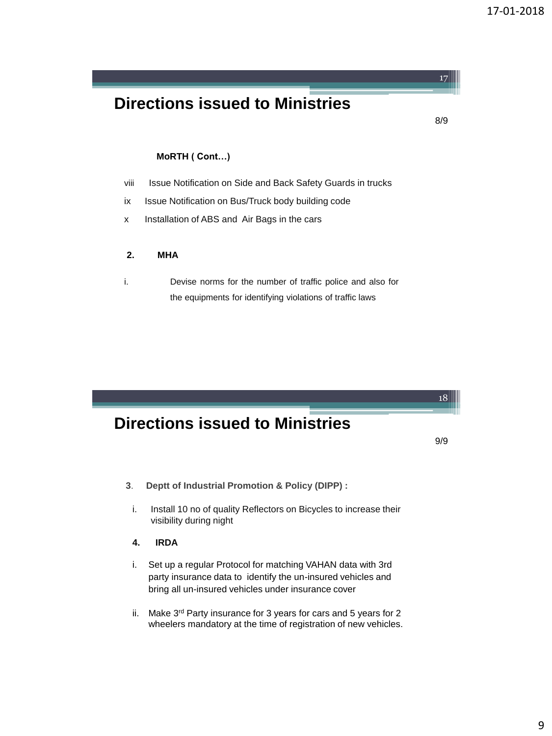## Directions issued to Ministries

8/9

**MoRTH ( Cont…)**

viii Issue Notification on Side and Back Safety Guards in trucks

ix Issue Notification on Bus/Truck body building code

x Installation of ABS and Air Bags in the cars

**2. MHA**

i. Devise norms for the number of traffic police and also for the equipments for identifying violations of traffic laws

## Directions issued to Ministries

9/9

**3. Deptt of Industrial Promotion & Policy (DIPP) :**

i. Install 10 no of quality Reflectors on Bicycles to increase their visibility during night

**4. IRDA**

i. Set up a regular Protocol for matching VAHAN data with 3rd party insurance data to identify the un-insured vehicles and bring all un-insured vehicles under insurance cover

ii. Make 3rd Party insurance for 3 years for cars and 5 years for 2 wheelers mandatory at the time of registration of new vehicles.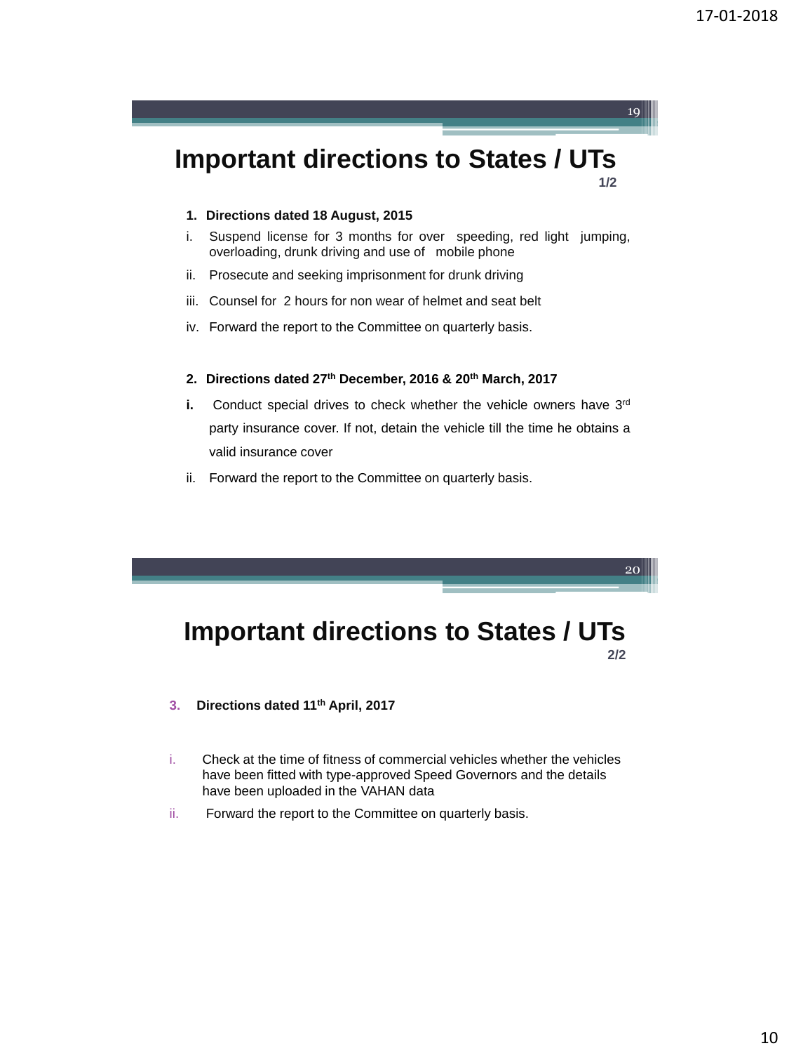# Important directions to States / UTs

**1/2**

**1. Directions dated 18 August, 2015**

i. Suspend license for 3 months for over speeding, red light jumping, overloading, drunk driving and use of mobile phone
ii. Prosecute and seeking imprisonment for drunk driving
iii. Counsel for 2 hours for non wear of helmet and seat belt
iv. Forward the report to the Committee on quarterly basis.

**2. Directions dated 27th December, 2016 & 20th March, 2017**

**i.** Conduct special drives to check whether the vehicle owners have 3rd party insurance cover. If not, detain the vehicle till the time he obtains a valid insurance cover
ii. Forward the report to the Committee on quarterly basis.

# Important directions to States / UTs

**2/2**

**3. Directions dated 11th April, 2017**

i. Check at the time of fitness of commercial vehicles whether the vehicles have been fitted with type-approved Speed Governors and the details have been uploaded in the VAHAN data
ii. Forward the report to the Committee on quarterly basis.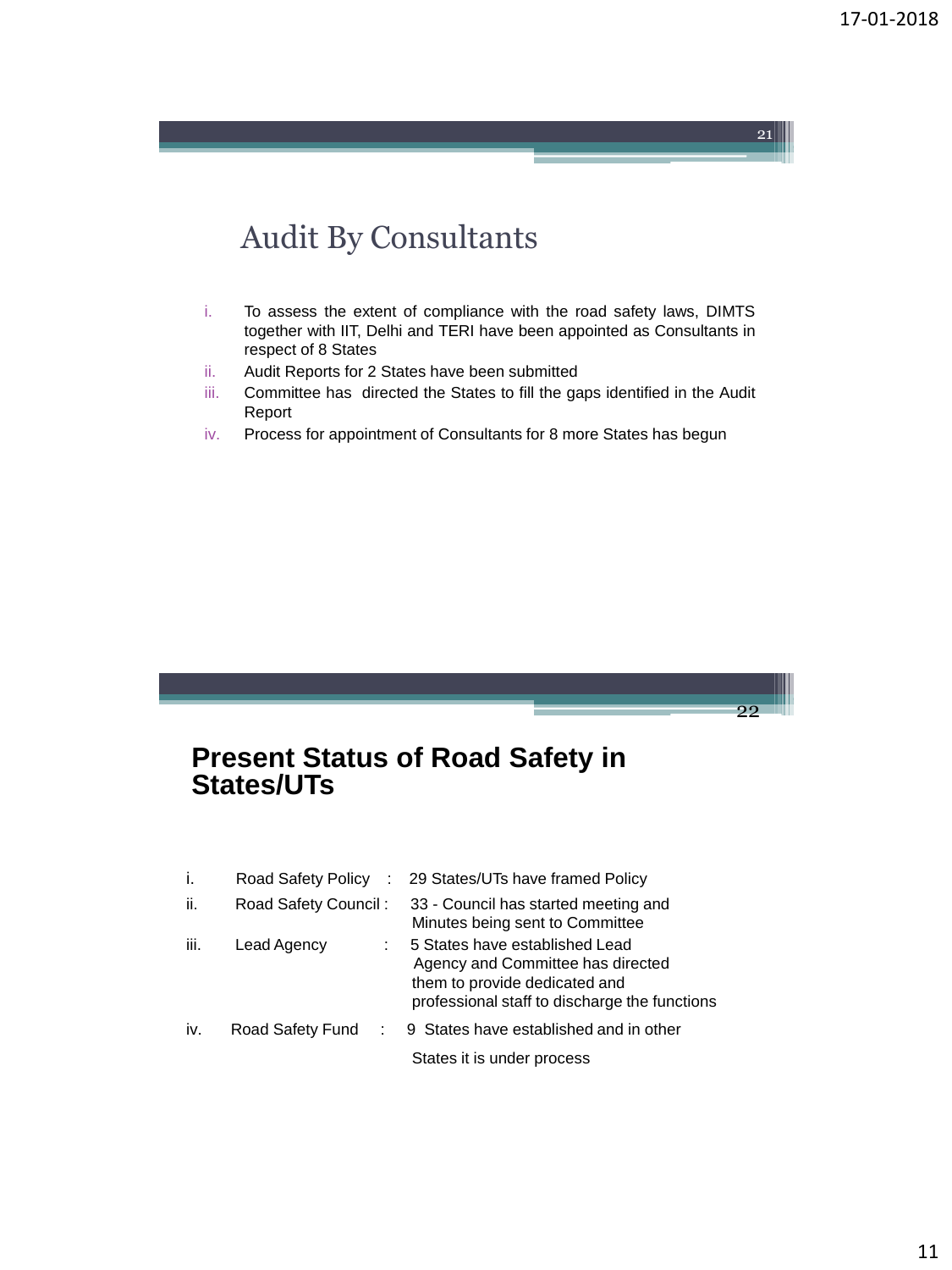# Audit By Consultants

i. To assess the extent of compliance with the road safety laws, DIMTS together with IIT, Delhi and TERI have been appointed as Consultants in respect of 8 States
ii. Audit Reports for 2 States have been submitted
iii. Committee has directed the States to fill the gaps identified in the Audit Report
iv. Process for appointment of Consultants for 8 more States has begun

# Present Status of Road Safety in States/UTs

| | | | |
|---|---|---|---|
| i. | Road Safety Policy | : | 29 States/UTs have framed Policy |
| ii. | Road Safety Council | : | 33 - Council has started meeting and Minutes being sent to Committee |
| iii. | Lead Agency | : | 5 States have established Lead Agency and Committee has directed them to provide dedicated and professional staff to discharge the functions |
| iv. | Road Safety Fund | : | 9 States have established and in other States it is under process |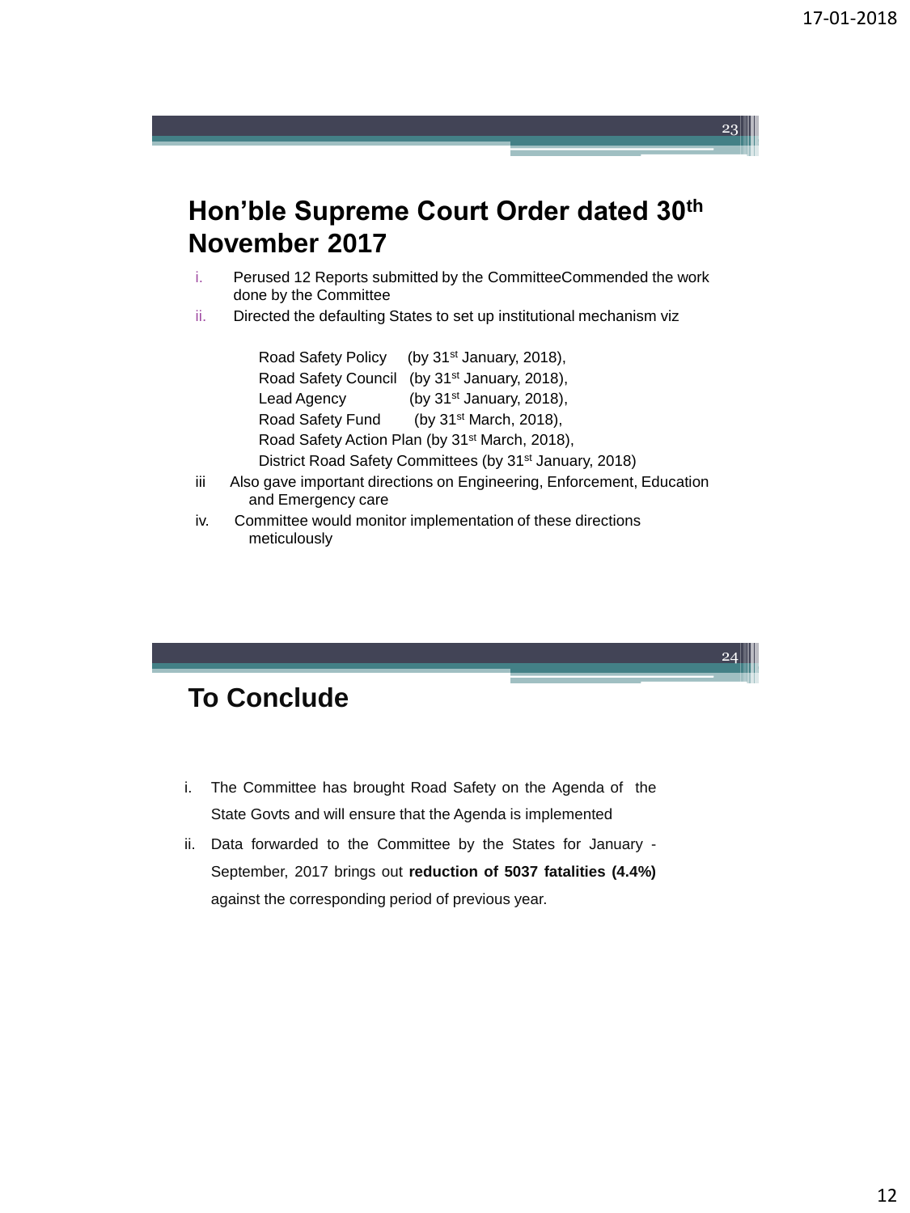## Hon'ble Supreme Court Order dated 30th November 2017

i. Perused 12 Reports submitted by the CommitteeCommended the work done by the Committee
ii. Directed the defaulting States to set up institutional mechanism viz

   Road Safety Policy (by 31st January, 2018),
   Road Safety Council (by 31st January, 2018),
   Lead Agency (by 31st January, 2018),
   Road Safety Fund (by 31st March, 2018),
   Road Safety Action Plan (by 31st March, 2018),
   District Road Safety Committees (by 31st January, 2018)

iii Also gave important directions on Engineering, Enforcement, Education and Emergency care
iv. Committee would monitor implementation of these directions meticulously

## To Conclude

i. The Committee has brought Road Safety on the Agenda of the State Govts and will ensure that the Agenda is implemented
ii. Data forwarded to the Committee by the States for January - September, 2017 brings out **reduction of 5037 fatalities (4.4%)** against the corresponding period of previous year.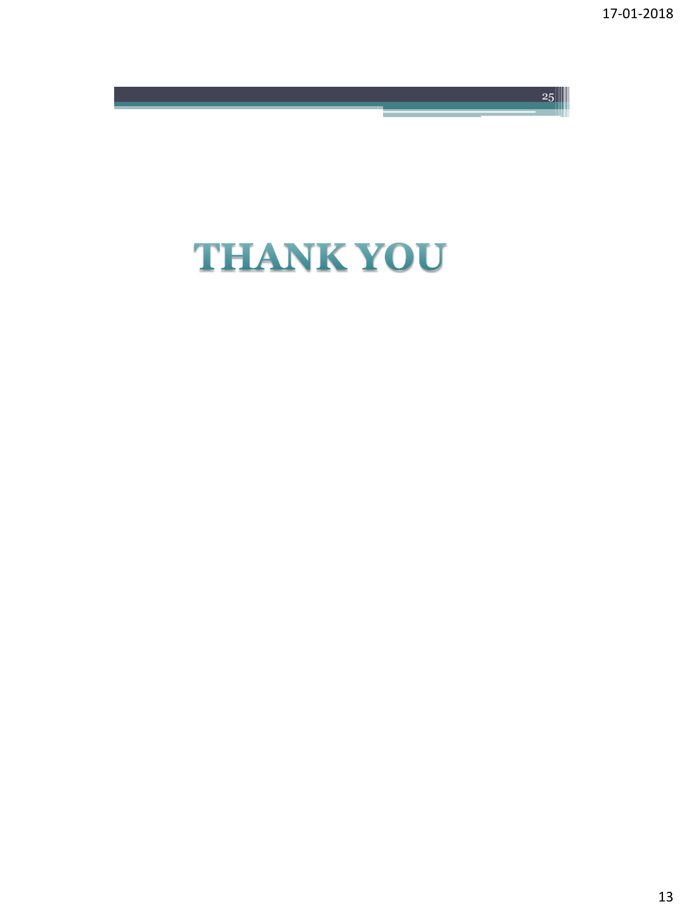# THANK YOU